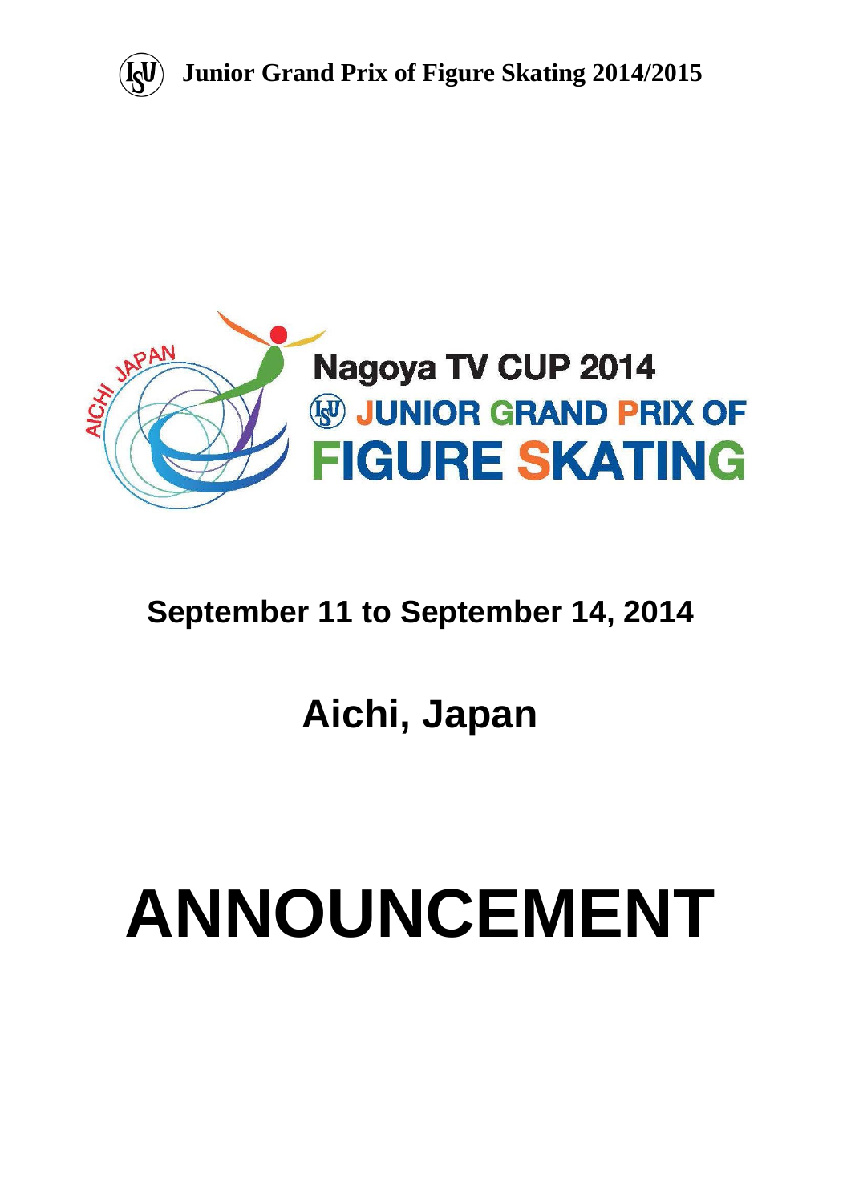Junior Grand Prix of Figure Skating 2014/2015

AICHI JAPAN

# Nagoya TV CUP 2014

## JUNIOR GRAND PRIX OF FIGURE SKATING

**September 11 to September 14, 2014**

**Aichi, Japan**

# ANNOUNCEMENT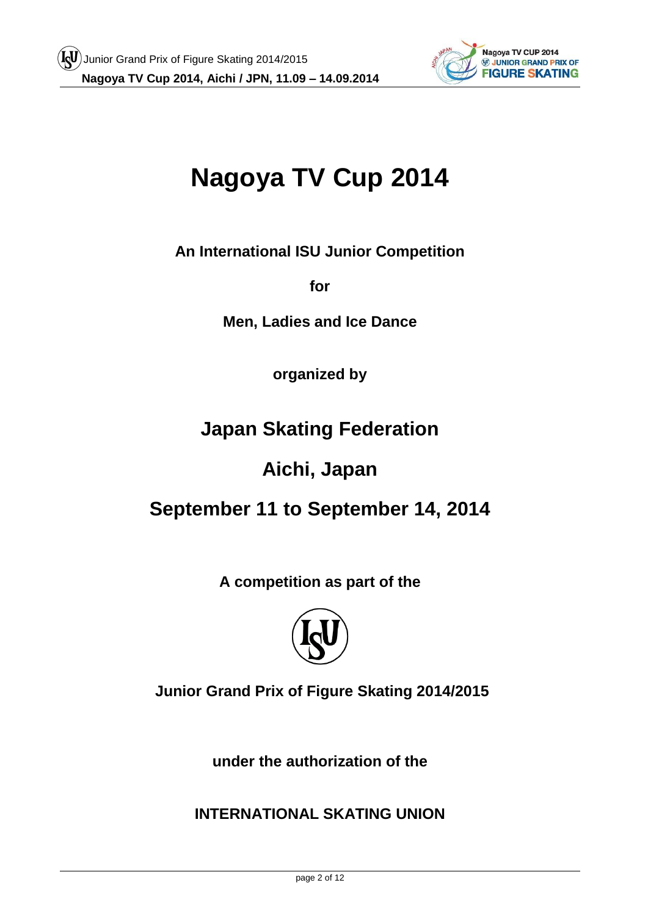# Nagoya TV Cup 2014

**An International ISU Junior Competition**

**for**

**Men, Ladies and Ice Dance**

**organized by**

## Japan Skating Federation

## Aichi, Japan

## September 11 to September 14, 2014

**A competition as part of the**

**Junior Grand Prix of Figure Skating 2014/2015**

**under the authorization of the**

**INTERNATIONAL SKATING UNION**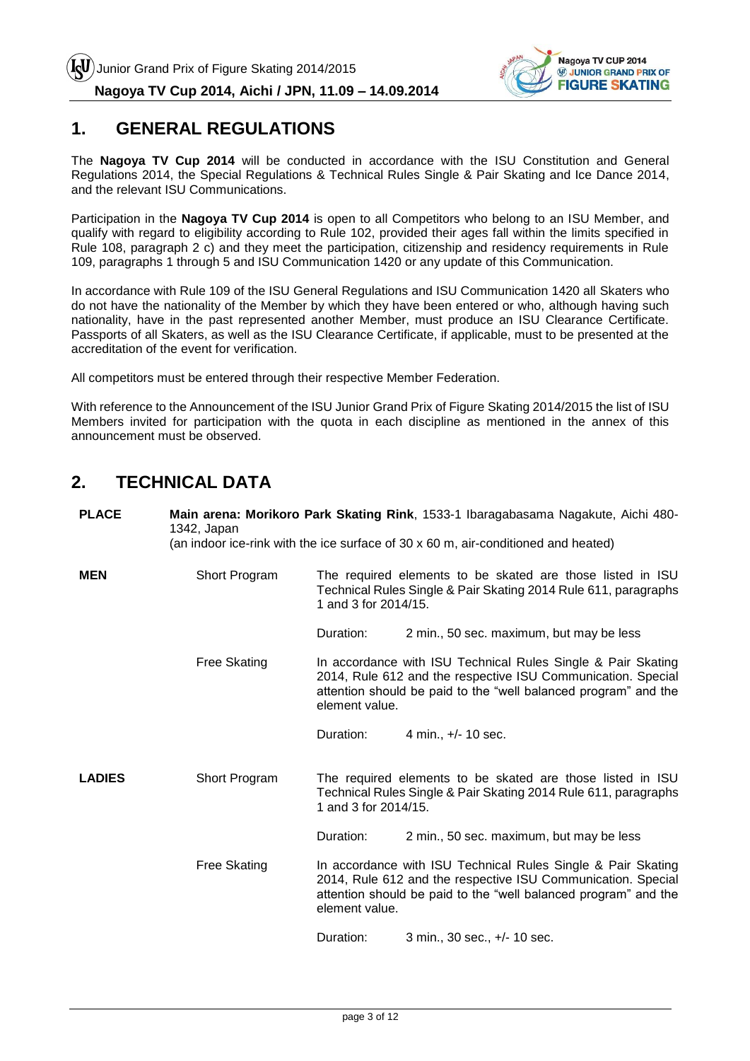## 1. GENERAL REGULATIONS

The **Nagoya TV Cup 2014** will be conducted in accordance with the ISU Constitution and General Regulations 2014, the Special Regulations & Technical Rules Single & Pair Skating and Ice Dance 2014, and the relevant ISU Communications.

Participation in the **Nagoya TV Cup 2014** is open to all Competitors who belong to an ISU Member, and qualify with regard to eligibility according to Rule 102, provided their ages fall within the limits specified in Rule 108, paragraph 2 c) and they meet the participation, citizenship and residency requirements in Rule 109, paragraphs 1 through 5 and ISU Communication 1420 or any update of this Communication.

In accordance with Rule 109 of the ISU General Regulations and ISU Communication 1420 all Skaters who do not have the nationality of the Member by which they have been entered or who, although having such nationality, have in the past represented another Member, must produce an ISU Clearance Certificate. Passports of all Skaters, as well as the ISU Clearance Certificate, if applicable, must to be presented at the accreditation of the event for verification.

All competitors must be entered through their respective Member Federation.

With reference to the Announcement of the ISU Junior Grand Prix of Figure Skating 2014/2015 the list of ISU Members invited for participation with the quota in each discipline as mentioned in the annex of this announcement must be observed.

## 2. TECHNICAL DATA

**PLACE** — **Main arena: Morikoro Park Skating Rink**, 1533-1 Ibaragabasama Nagakute, Aichi 480-1342, Japan
(an indoor ice-rink with the ice surface of 30 x 60 m, air-conditioned and heated)

**MEN**

| | | |
|---|---|---|
| Short Program | The required elements to be skated are those listed in ISU Technical Rules Single & Pair Skating 2014 Rule 611, paragraphs 1 and 3 for 2014/15. | |
| | Duration: | 2 min., 50 sec. maximum, but may be less |
| Free Skating | In accordance with ISU Technical Rules Single & Pair Skating 2014, Rule 612 and the respective ISU Communication. Special attention should be paid to the "well balanced program" and the element value. | |
| | Duration: | 4 min., +/- 10 sec. |

**LADIES**

| | | |
|---|---|---|
| Short Program | The required elements to be skated are those listed in ISU Technical Rules Single & Pair Skating 2014 Rule 611, paragraphs 1 and 3 for 2014/15. | |
| | Duration: | 2 min., 50 sec. maximum, but may be less |
| Free Skating | In accordance with ISU Technical Rules Single & Pair Skating 2014, Rule 612 and the respective ISU Communication. Special attention should be paid to the "well balanced program" and the element value. | |
| | Duration: | 3 min., 30 sec., +/- 10 sec. |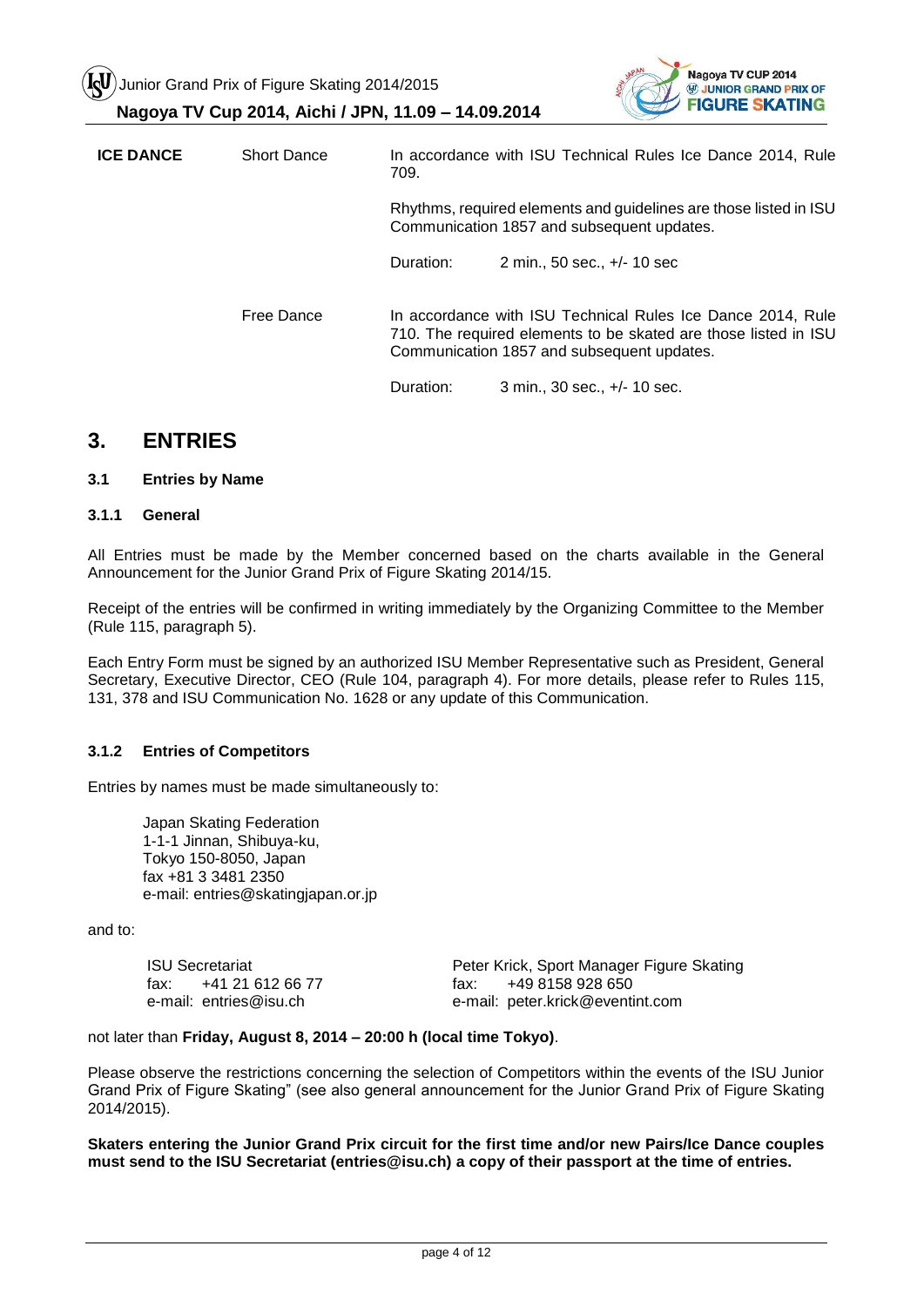| | | |
|---|---|---|
| **ICE DANCE** | Short Dance | In accordance with ISU Technical Rules Ice Dance 2014, Rule 709.<br><br>Rhythms, required elements and guidelines are those listed in ISU Communication 1857 and subsequent updates.<br><br>Duration: 2 min., 50 sec., +/- 10 sec |
| | Free Dance | In accordance with ISU Technical Rules Ice Dance 2014, Rule 710. The required elements to be skated are those listed in ISU Communication 1857 and subsequent updates.<br><br>Duration: 3 min., 30 sec., +/- 10 sec. |

# 3. ENTRIES

### 3.1 Entries by Name

#### 3.1.1 General

All Entries must be made by the Member concerned based on the charts available in the General Announcement for the Junior Grand Prix of Figure Skating 2014/15.

Receipt of the entries will be confirmed in writing immediately by the Organizing Committee to the Member (Rule 115, paragraph 5).

Each Entry Form must be signed by an authorized ISU Member Representative such as President, General Secretary, Executive Director, CEO (Rule 104, paragraph 4). For more details, please refer to Rules 115, 131, 378 and ISU Communication No. 1628 or any update of this Communication.

#### 3.1.2 Entries of Competitors

Entries by names must be made simultaneously to:

Japan Skating Federation
1-1-1 Jinnan, Shibuya-ku,
Tokyo 150-8050, Japan
fax +81 3 3481 2350
e-mail: entries@skatingjapan.or.jp

and to:

ISU Secretariat
fax: +41 21 612 66 77
e-mail: entries@isu.ch

Peter Krick, Sport Manager Figure Skating
fax: +49 8158 928 650
e-mail: peter.krick@eventint.com

not later than **Friday, August 8, 2014 – 20:00 h (local time Tokyo)**.

Please observe the restrictions concerning the selection of Competitors within the events of the ISU Junior Grand Prix of Figure Skating" (see also general announcement for the Junior Grand Prix of Figure Skating 2014/2015).

**Skaters entering the Junior Grand Prix circuit for the first time and/or new Pairs/Ice Dance couples must send to the ISU Secretariat (entries@isu.ch) a copy of their passport at the time of entries.**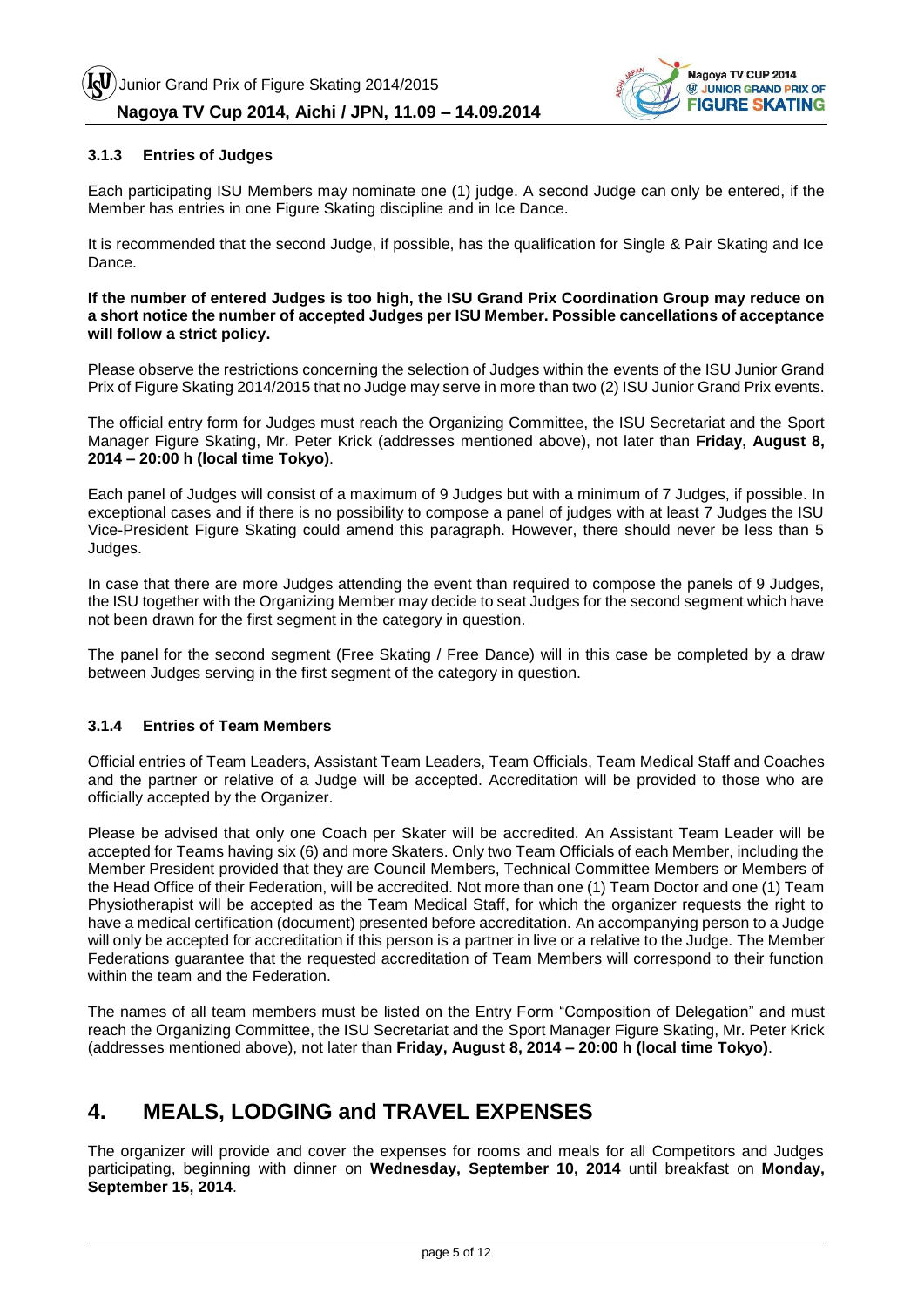### 3.1.3 Entries of Judges

Each participating ISU Members may nominate one (1) judge. A second Judge can only be entered, if the Member has entries in one Figure Skating discipline and in Ice Dance.

It is recommended that the second Judge, if possible, has the qualification for Single & Pair Skating and Ice Dance.

**If the number of entered Judges is too high, the ISU Grand Prix Coordination Group may reduce on a short notice the number of accepted Judges per ISU Member. Possible cancellations of acceptance will follow a strict policy.**

Please observe the restrictions concerning the selection of Judges within the events of the ISU Junior Grand Prix of Figure Skating 2014/2015 that no Judge may serve in more than two (2) ISU Junior Grand Prix events.

The official entry form for Judges must reach the Organizing Committee, the ISU Secretariat and the Sport Manager Figure Skating, Mr. Peter Krick (addresses mentioned above), not later than **Friday, August 8, 2014 – 20:00 h (local time Tokyo)**.

Each panel of Judges will consist of a maximum of 9 Judges but with a minimum of 7 Judges, if possible. In exceptional cases and if there is no possibility to compose a panel of judges with at least 7 Judges the ISU Vice-President Figure Skating could amend this paragraph. However, there should never be less than 5 Judges.

In case that there are more Judges attending the event than required to compose the panels of 9 Judges, the ISU together with the Organizing Member may decide to seat Judges for the second segment which have not been drawn for the first segment in the category in question.

The panel for the second segment (Free Skating / Free Dance) will in this case be completed by a draw between Judges serving in the first segment of the category in question.

### 3.1.4 Entries of Team Members

Official entries of Team Leaders, Assistant Team Leaders, Team Officials, Team Medical Staff and Coaches and the partner or relative of a Judge will be accepted. Accreditation will be provided to those who are officially accepted by the Organizer.

Please be advised that only one Coach per Skater will be accredited. An Assistant Team Leader will be accepted for Teams having six (6) and more Skaters. Only two Team Officials of each Member, including the Member President provided that they are Council Members, Technical Committee Members or Members of the Head Office of their Federation, will be accredited. Not more than one (1) Team Doctor and one (1) Team Physiotherapist will be accepted as the Team Medical Staff, for which the organizer requests the right to have a medical certification (document) presented before accreditation. An accompanying person to a Judge will only be accepted for accreditation if this person is a partner in live or a relative to the Judge. The Member Federations guarantee that the requested accreditation of Team Members will correspond to their function within the team and the Federation.

The names of all team members must be listed on the Entry Form "Composition of Delegation" and must reach the Organizing Committee, the ISU Secretariat and the Sport Manager Figure Skating, Mr. Peter Krick (addresses mentioned above), not later than **Friday, August 8, 2014 – 20:00 h (local time Tokyo)**.

## 4. MEALS, LODGING and TRAVEL EXPENSES

The organizer will provide and cover the expenses for rooms and meals for all Competitors and Judges participating, beginning with dinner on **Wednesday, September 10, 2014** until breakfast on **Monday, September 15, 2014**.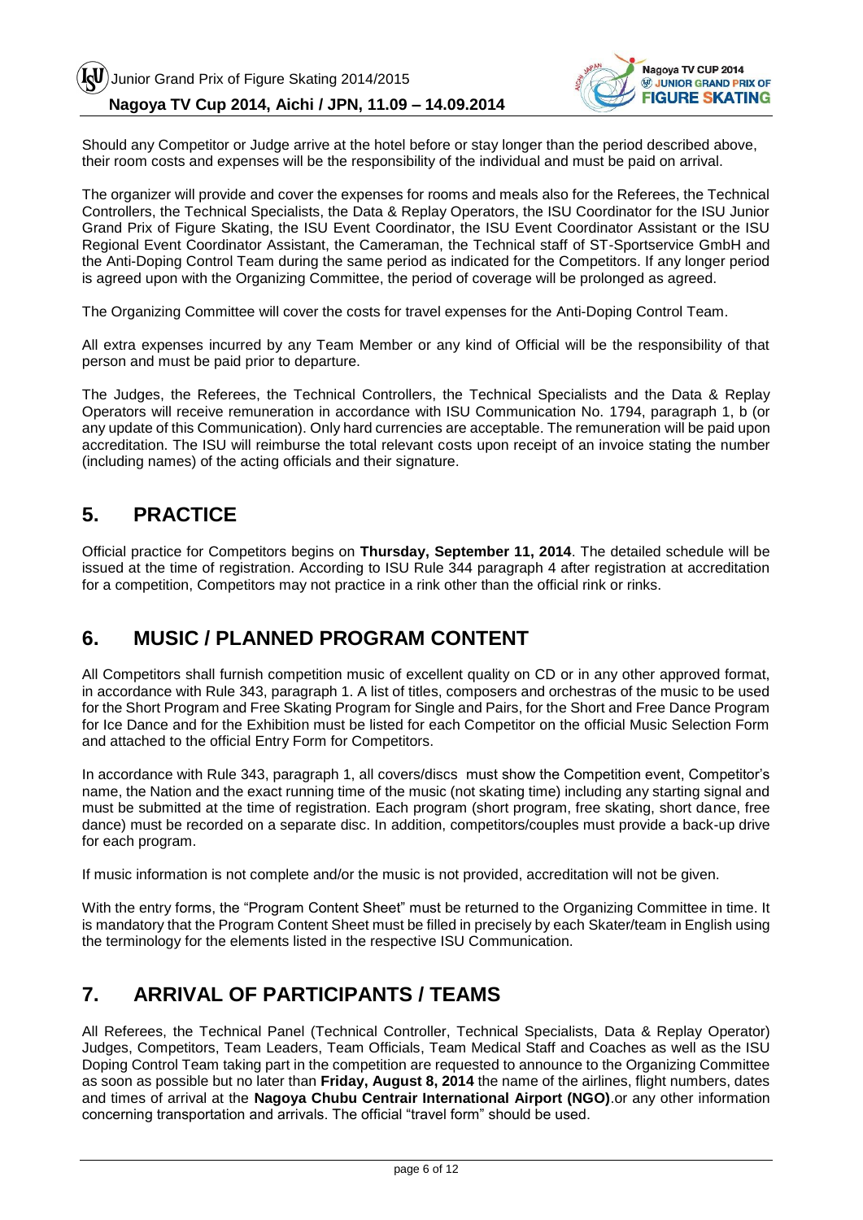Should any Competitor or Judge arrive at the hotel before or stay longer than the period described above, their room costs and expenses will be the responsibility of the individual and must be paid on arrival.

The organizer will provide and cover the expenses for rooms and meals also for the Referees, the Technical Controllers, the Technical Specialists, the Data & Replay Operators, the ISU Coordinator for the ISU Junior Grand Prix of Figure Skating, the ISU Event Coordinator, the ISU Event Coordinator Assistant or the ISU Regional Event Coordinator Assistant, the Cameraman, the Technical staff of ST-Sportservice GmbH and the Anti-Doping Control Team during the same period as indicated for the Competitors. If any longer period is agreed upon with the Organizing Committee, the period of coverage will be prolonged as agreed.

The Organizing Committee will cover the costs for travel expenses for the Anti-Doping Control Team.

All extra expenses incurred by any Team Member or any kind of Official will be the responsibility of that person and must be paid prior to departure.

The Judges, the Referees, the Technical Controllers, the Technical Specialists and the Data & Replay Operators will receive remuneration in accordance with ISU Communication No. 1794, paragraph 1, b (or any update of this Communication). Only hard currencies are acceptable. The remuneration will be paid upon accreditation. The ISU will reimburse the total relevant costs upon receipt of an invoice stating the number (including names) of the acting officials and their signature.

## 5. PRACTICE

Official practice for Competitors begins on **Thursday, September 11, 2014**. The detailed schedule will be issued at the time of registration. According to ISU Rule 344 paragraph 4 after registration at accreditation for a competition, Competitors may not practice in a rink other than the official rink or rinks.

## 6. MUSIC / PLANNED PROGRAM CONTENT

All Competitors shall furnish competition music of excellent quality on CD or in any other approved format, in accordance with Rule 343, paragraph 1. A list of titles, composers and orchestras of the music to be used for the Short Program and Free Skating Program for Single and Pairs, for the Short and Free Dance Program for Ice Dance and for the Exhibition must be listed for each Competitor on the official Music Selection Form and attached to the official Entry Form for Competitors.

In accordance with Rule 343, paragraph 1, all covers/discs must show the Competition event, Competitor's name, the Nation and the exact running time of the music (not skating time) including any starting signal and must be submitted at the time of registration. Each program (short program, free skating, short dance, free dance) must be recorded on a separate disc. In addition, competitors/couples must provide a back-up drive for each program.

If music information is not complete and/or the music is not provided, accreditation will not be given.

With the entry forms, the "Program Content Sheet" must be returned to the Organizing Committee in time. It is mandatory that the Program Content Sheet must be filled in precisely by each Skater/team in English using the terminology for the elements listed in the respective ISU Communication.

## 7. ARRIVAL OF PARTICIPANTS / TEAMS

All Referees, the Technical Panel (Technical Controller, Technical Specialists, Data & Replay Operator) Judges, Competitors, Team Leaders, Team Officials, Team Medical Staff and Coaches as well as the ISU Doping Control Team taking part in the competition are requested to announce to the Organizing Committee as soon as possible but no later than **Friday, August 8, 2014** the name of the airlines, flight numbers, dates and times of arrival at the **Nagoya Chubu Centrair International Airport (NGO)**.or any other information concerning transportation and arrivals. The official "travel form" should be used.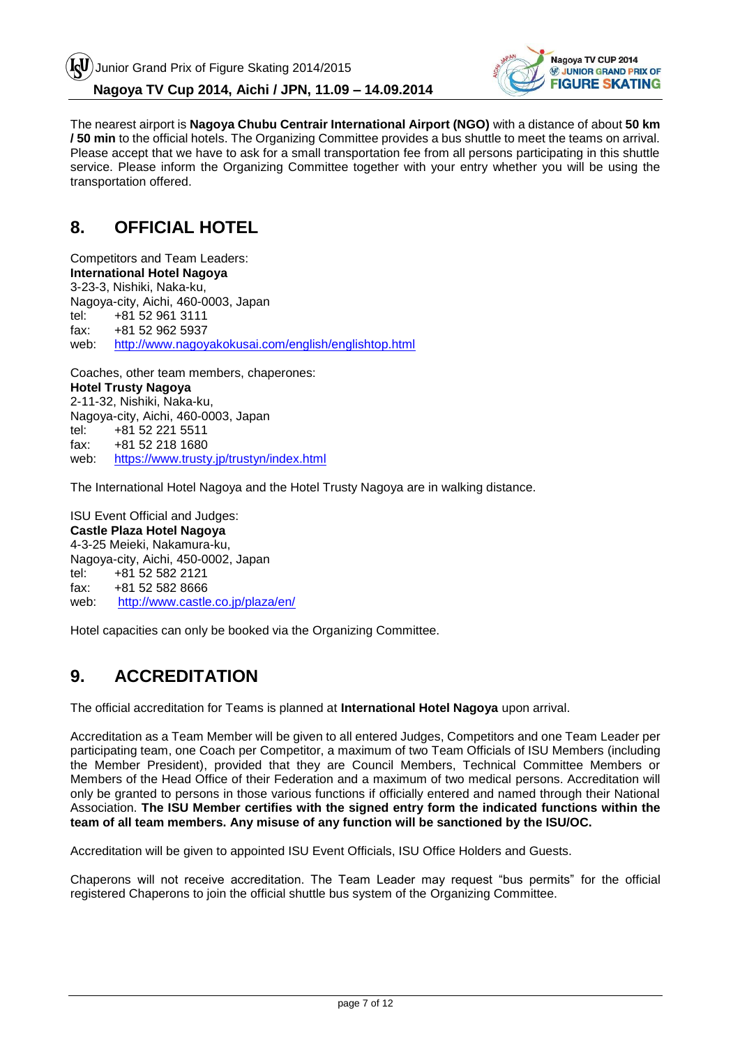The nearest airport is **Nagoya Chubu Centrair International Airport (NGO)** with a distance of about **50 km / 50 min** to the official hotels. The Organizing Committee provides a bus shuttle to meet the teams on arrival. Please accept that we have to ask for a small transportation fee from all persons participating in this shuttle service. Please inform the Organizing Committee together with your entry whether you will be using the transportation offered.

## 8. OFFICIAL HOTEL

Competitors and Team Leaders:
**International Hotel Nagoya**
3-23-3, Nishiki, Naka-ku,
Nagoya-city, Aichi, 460-0003, Japan
tel: +81 52 961 3111
fax: +81 52 962 5937
web: http://www.nagoyakokusai.com/english/englishtop.html

Coaches, other team members, chaperones:
**Hotel Trusty Nagoya**
2-11-32, Nishiki, Naka-ku,
Nagoya-city, Aichi, 460-0003, Japan
tel: +81 52 221 5511
fax: +81 52 218 1680
web: https://www.trusty.jp/trustyn/index.html

The International Hotel Nagoya and the Hotel Trusty Nagoya are in walking distance.

ISU Event Official and Judges:
**Castle Plaza Hotel Nagoya**
4-3-25 Meieki, Nakamura-ku,
Nagoya-city, Aichi, 450-0002, Japan
tel: +81 52 582 2121
fax: +81 52 582 8666
web: http://www.castle.co.jp/plaza/en/

Hotel capacities can only be booked via the Organizing Committee.

## 9. ACCREDITATION

The official accreditation for Teams is planned at **International Hotel Nagoya** upon arrival.

Accreditation as a Team Member will be given to all entered Judges, Competitors and one Team Leader per participating team, one Coach per Competitor, a maximum of two Team Officials of ISU Members (including the Member President), provided that they are Council Members, Technical Committee Members or Members of the Head Office of their Federation and a maximum of two medical persons. Accreditation will only be granted to persons in those various functions if officially entered and named through their National Association. **The ISU Member certifies with the signed entry form the indicated functions within the team of all team members. Any misuse of any function will be sanctioned by the ISU/OC.**

Accreditation will be given to appointed ISU Event Officials, ISU Office Holders and Guests.

Chaperons will not receive accreditation. The Team Leader may request "bus permits" for the official registered Chaperons to join the official shuttle bus system of the Organizing Committee.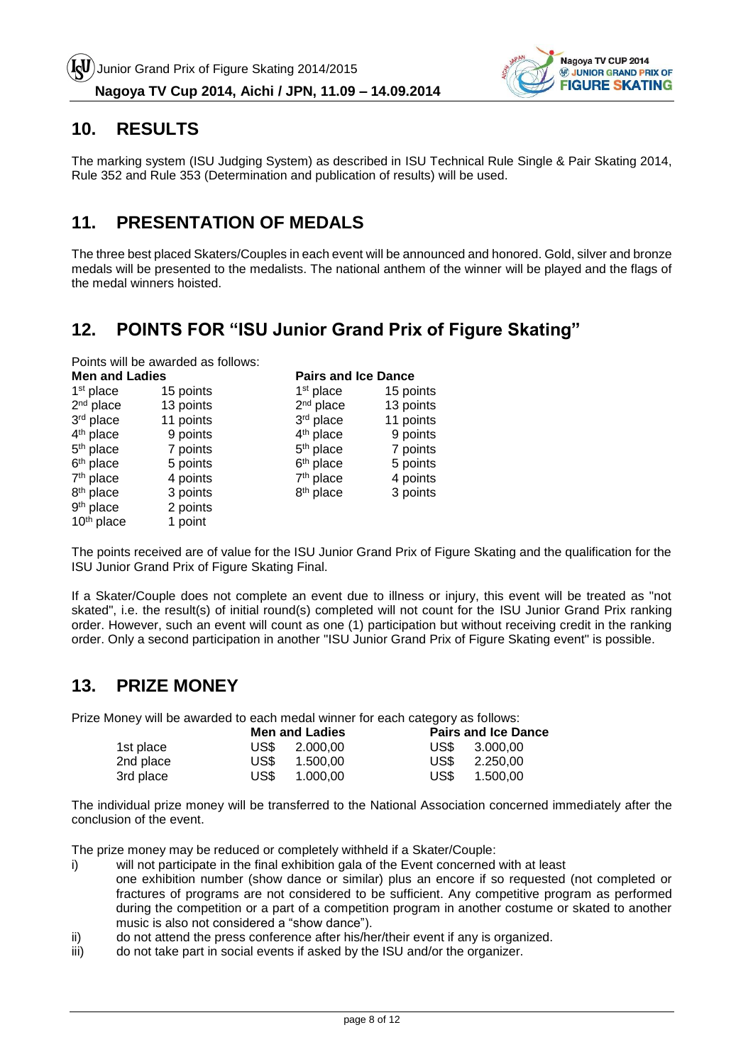## 10. RESULTS

The marking system (ISU Judging System) as described in ISU Technical Rule Single & Pair Skating 2014, Rule 352 and Rule 353 (Determination and publication of results) will be used.

## 11. PRESENTATION OF MEDALS

The three best placed Skaters/Couples in each event will be announced and honored. Gold, silver and bronze medals will be presented to the medalists. The national anthem of the winner will be played and the flags of the medal winners hoisted.

## 12. POINTS FOR "ISU Junior Grand Prix of Figure Skating"

Points will be awarded as follows:

| Men and Ladies | | Pairs and Ice Dance | |
|---|---|---|---|
| 1st place | 15 points | 1st place | 15 points |
| 2nd place | 13 points | 2nd place | 13 points |
| 3rd place | 11 points | 3rd place | 11 points |
| 4th place | 9 points | 4th place | 9 points |
| 5th place | 7 points | 5th place | 7 points |
| 6th place | 5 points | 6th place | 5 points |
| 7th place | 4 points | 7th place | 4 points |
| 8th place | 3 points | 8th place | 3 points |
| 9th place | 2 points | | |
| 10th place | 1 point | | |

The points received are of value for the ISU Junior Grand Prix of Figure Skating and the qualification for the ISU Junior Grand Prix of Figure Skating Final.

If a Skater/Couple does not complete an event due to illness or injury, this event will be treated as "not skated", i.e. the result(s) of initial round(s) completed will not count for the ISU Junior Grand Prix ranking order. However, such an event will count as one (1) participation but without receiving credit in the ranking order. Only a second participation in another "ISU Junior Grand Prix of Figure Skating event" is possible.

## 13. PRIZE MONEY

Prize Money will be awarded to each medal winner for each category as follows:

| | Men and Ladies | Pairs and Ice Dance |
|---|---|---|
| 1st place | US$ 2.000,00 | US$ 3.000,00 |
| 2nd place | US$ 1.500,00 | US$ 2.250,00 |
| 3rd place | US$ 1.000,00 | US$ 1.500,00 |

The individual prize money will be transferred to the National Association concerned immediately after the conclusion of the event.

The prize money may be reduced or completely withheld if a Skater/Couple:

i) will not participate in the final exhibition gala of the Event concerned with at least one exhibition number (show dance or similar) plus an encore if so requested (not completed or fractures of programs are not considered to be sufficient. Any competitive program as performed during the competition or a part of a competition program in another costume or skated to another music is also not considered a "show dance").
ii) do not attend the press conference after his/her/their event if any is organized.
iii) do not take part in social events if asked by the ISU and/or the organizer.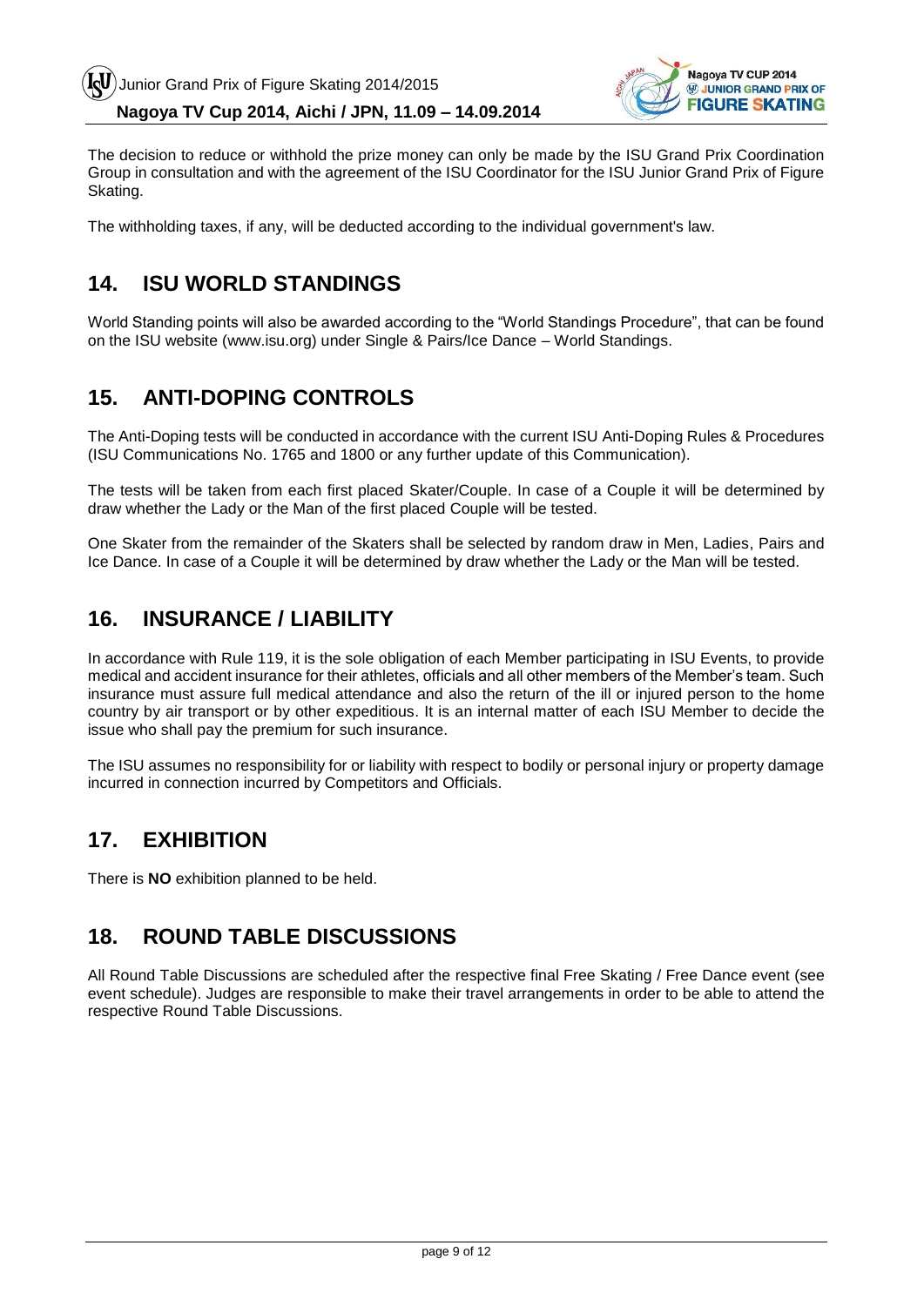The decision to reduce or withhold the prize money can only be made by the ISU Grand Prix Coordination Group in consultation and with the agreement of the ISU Coordinator for the ISU Junior Grand Prix of Figure Skating.

The withholding taxes, if any, will be deducted according to the individual government's law.

## 14. ISU WORLD STANDINGS

World Standing points will also be awarded according to the "World Standings Procedure", that can be found on the ISU website (www.isu.org) under Single & Pairs/Ice Dance – World Standings.

## 15. ANTI-DOPING CONTROLS

The Anti-Doping tests will be conducted in accordance with the current ISU Anti-Doping Rules & Procedures (ISU Communications No. 1765 and 1800 or any further update of this Communication).

The tests will be taken from each first placed Skater/Couple. In case of a Couple it will be determined by draw whether the Lady or the Man of the first placed Couple will be tested.

One Skater from the remainder of the Skaters shall be selected by random draw in Men, Ladies, Pairs and Ice Dance. In case of a Couple it will be determined by draw whether the Lady or the Man will be tested.

## 16. INSURANCE / LIABILITY

In accordance with Rule 119, it is the sole obligation of each Member participating in ISU Events, to provide medical and accident insurance for their athletes, officials and all other members of the Member's team. Such insurance must assure full medical attendance and also the return of the ill or injured person to the home country by air transport or by other expeditious. It is an internal matter of each ISU Member to decide the issue who shall pay the premium for such insurance.

The ISU assumes no responsibility for or liability with respect to bodily or personal injury or property damage incurred in connection incurred by Competitors and Officials.

## 17. EXHIBITION

There is **NO** exhibition planned to be held.

## 18. ROUND TABLE DISCUSSIONS

All Round Table Discussions are scheduled after the respective final Free Skating / Free Dance event (see event schedule). Judges are responsible to make their travel arrangements in order to be able to attend the respective Round Table Discussions.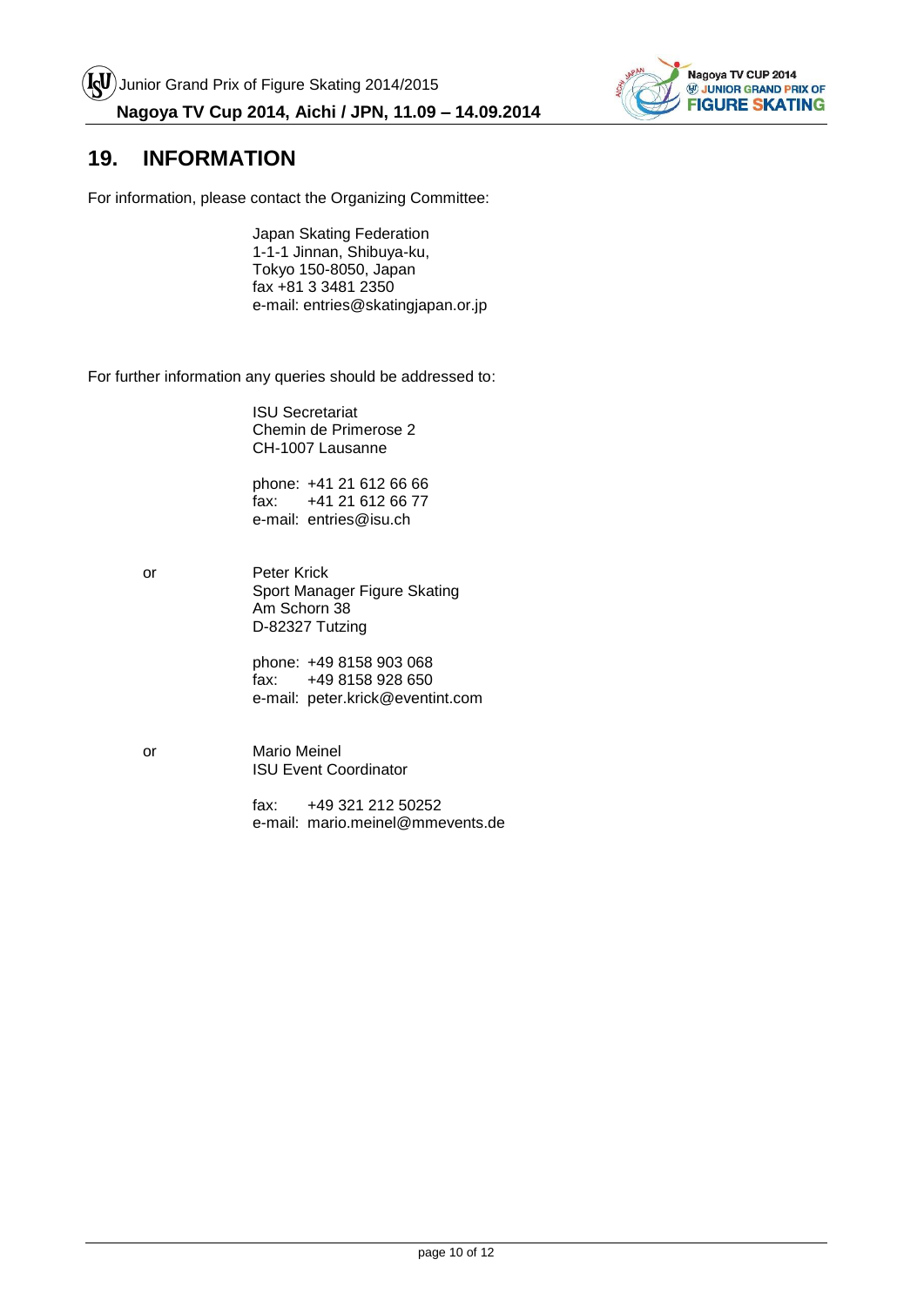## 19. INFORMATION

For information, please contact the Organizing Committee:

Japan Skating Federation  
1-1-1 Jinnan, Shibuya-ku,  
Tokyo 150-8050, Japan  
fax +81 3 3481 2350  
e-mail: entries@skatingjapan.or.jp

For further information any queries should be addressed to:

ISU Secretariat  
Chemin de Primerose 2  
CH-1007 Lausanne

phone: +41 21 612 66 66  
fax: +41 21 612 66 77  
e-mail: entries@isu.ch

or

Peter Krick  
Sport Manager Figure Skating  
Am Schorn 38  
D-82327 Tutzing

phone: +49 8158 903 068  
fax: +49 8158 928 650  
e-mail: peter.krick@eventint.com

or

Mario Meinel  
ISU Event Coordinator

fax: +49 321 212 50252  
e-mail: mario.meinel@mmevents.de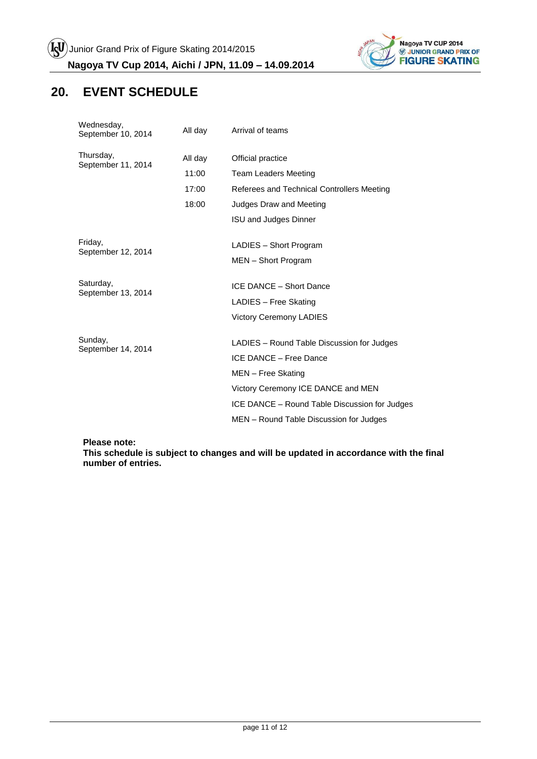## 20. EVENT SCHEDULE

| | | |
|---|---|---|
| Wednesday, September 10, 2014 | All day | Arrival of teams |
| Thursday, September 11, 2014 | All day | Official practice |
| | 11:00 | Team Leaders Meeting |
| | 17:00 | Referees and Technical Controllers Meeting |
| | 18:00 | Judges Draw and Meeting |
| | | ISU and Judges Dinner |
| Friday, September 12, 2014 | | LADIES – Short Program |
| | | MEN – Short Program |
| Saturday, September 13, 2014 | | ICE DANCE – Short Dance |
| | | LADIES – Free Skating |
| | | Victory Ceremony LADIES |
| Sunday, September 14, 2014 | | LADIES – Round Table Discussion for Judges |
| | | ICE DANCE – Free Dance |
| | | MEN – Free Skating |
| | | Victory Ceremony ICE DANCE and MEN |
| | | ICE DANCE – Round Table Discussion for Judges |
| | | MEN – Round Table Discussion for Judges |

**Please note:**
**This schedule is subject to changes and will be updated in accordance with the final number of entries.**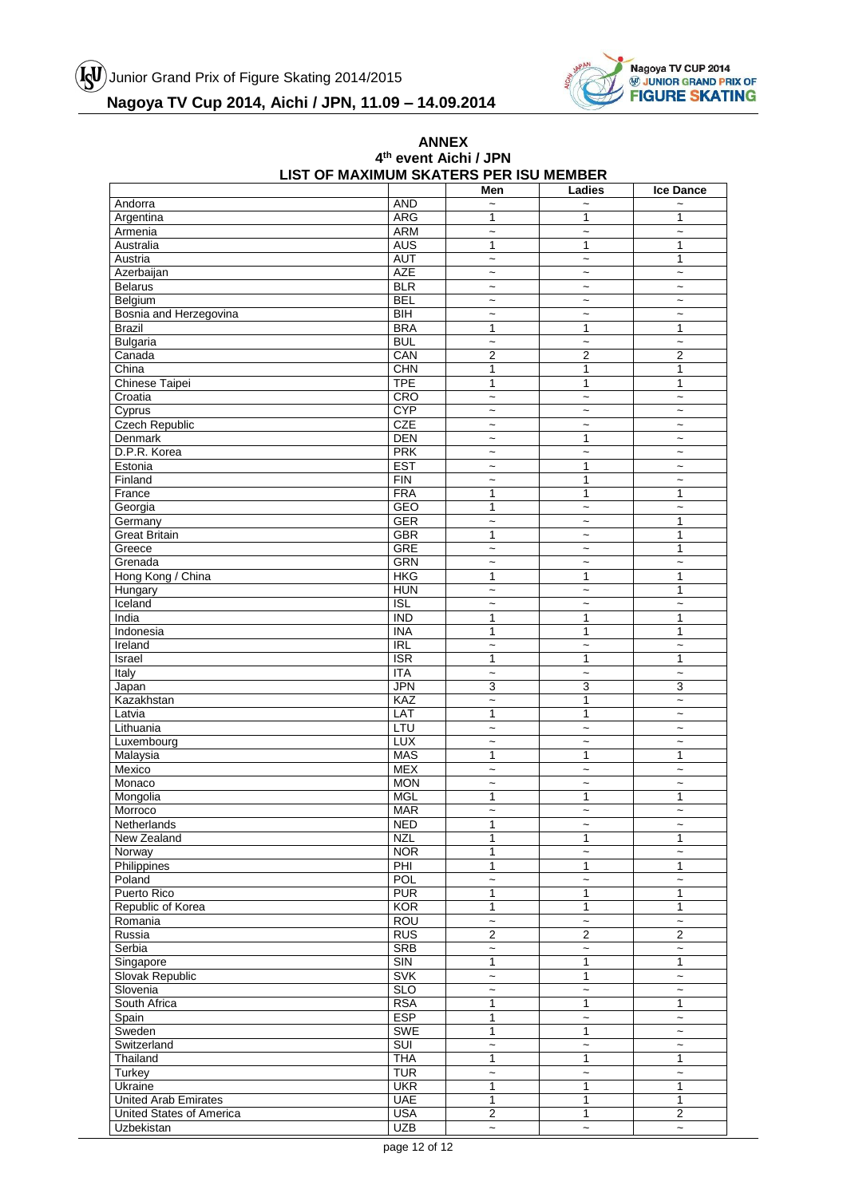## ANNEX

### 4th event Aichi / JPN

### LIST OF MAXIMUM SKATERS PER ISU MEMBER

| | | Men | Ladies | Ice Dance |
|---|---|---|---|---|
| Andorra | AND | ~ | ~ | ~ |
| Argentina | ARG | 1 | 1 | 1 |
| Armenia | ARM | ~ | ~ | ~ |
| Australia | AUS | 1 | 1 | 1 |
| Austria | AUT | ~ | ~ | 1 |
| Azerbaijan | AZE | ~ | ~ | ~ |
| Belarus | BLR | ~ | ~ | ~ |
| Belgium | BEL | ~ | ~ | ~ |
| Bosnia and Herzegovina | BIH | ~ | ~ | ~ |
| Brazil | BRA | 1 | 1 | 1 |
| Bulgaria | BUL | ~ | ~ | ~ |
| Canada | CAN | 2 | 2 | 2 |
| China | CHN | 1 | 1 | 1 |
| Chinese Taipei | TPE | 1 | 1 | 1 |
| Croatia | CRO | ~ | ~ | ~ |
| Cyprus | CYP | ~ | ~ | ~ |
| Czech Republic | CZE | ~ | ~ | ~ |
| Denmark | DEN | ~ | 1 | ~ |
| D.P.R. Korea | PRK | ~ | ~ | ~ |
| Estonia | EST | ~ | 1 | ~ |
| Finland | FIN | ~ | 1 | ~ |
| France | FRA | 1 | 1 | 1 |
| Georgia | GEO | 1 | ~ | ~ |
| Germany | GER | ~ | ~ | 1 |
| Great Britain | GBR | 1 | ~ | 1 |
| Greece | GRE | ~ | ~ | 1 |
| Grenada | GRN | ~ | ~ | ~ |
| Hong Kong / China | HKG | 1 | 1 | 1 |
| Hungary | HUN | ~ | ~ | 1 |
| Iceland | ISL | ~ | ~ | ~ |
| India | IND | 1 | 1 | 1 |
| Indonesia | INA | 1 | 1 | 1 |
| Ireland | IRL | ~ | ~ | ~ |
| Israel | ISR | 1 | 1 | 1 |
| Italy | ITA | ~ | ~ | ~ |
| Japan | JPN | 3 | 3 | 3 |
| Kazakhstan | KAZ | ~ | 1 | ~ |
| Latvia | LAT | 1 | 1 | ~ |
| Lithuania | LTU | ~ | ~ | ~ |
| Luxembourg | LUX | ~ | ~ | ~ |
| Malaysia | MAS | 1 | 1 | 1 |
| Mexico | MEX | ~ | ~ | ~ |
| Monaco | MON | ~ | ~ | ~ |
| Mongolia | MGL | 1 | 1 | 1 |
| Morroco | MAR | ~ | ~ | ~ |
| Netherlands | NED | 1 | ~ | ~ |
| New Zealand | NZL | 1 | 1 | 1 |
| Norway | NOR | 1 | ~ | ~ |
| Philippines | PHI | 1 | 1 | 1 |
| Poland | POL | ~ | ~ | ~ |
| Puerto Rico | PUR | 1 | 1 | 1 |
| Republic of Korea | KOR | 1 | 1 | 1 |
| Romania | ROU | ~ | ~ | ~ |
| Russia | RUS | 2 | 2 | 2 |
| Serbia | SRB | ~ | ~ | ~ |
| Singapore | SIN | 1 | 1 | 1 |
| Slovak Republic | SVK | ~ | 1 | ~ |
| Slovenia | SLO | ~ | ~ | ~ |
| South Africa | RSA | 1 | 1 | 1 |
| Spain | ESP | 1 | ~ | ~ |
| Sweden | SWE | 1 | 1 | ~ |
| Switzerland | SUI | ~ | ~ | ~ |
| Thailand | THA | 1 | 1 | 1 |
| Turkey | TUR | ~ | ~ | ~ |
| Ukraine | UKR | 1 | 1 | 1 |
| United Arab Emirates | UAE | 1 | 1 | 1 |
| United States of America | USA | 2 | 1 | 2 |
| Uzbekistan | UZB | ~ | ~ | ~ |